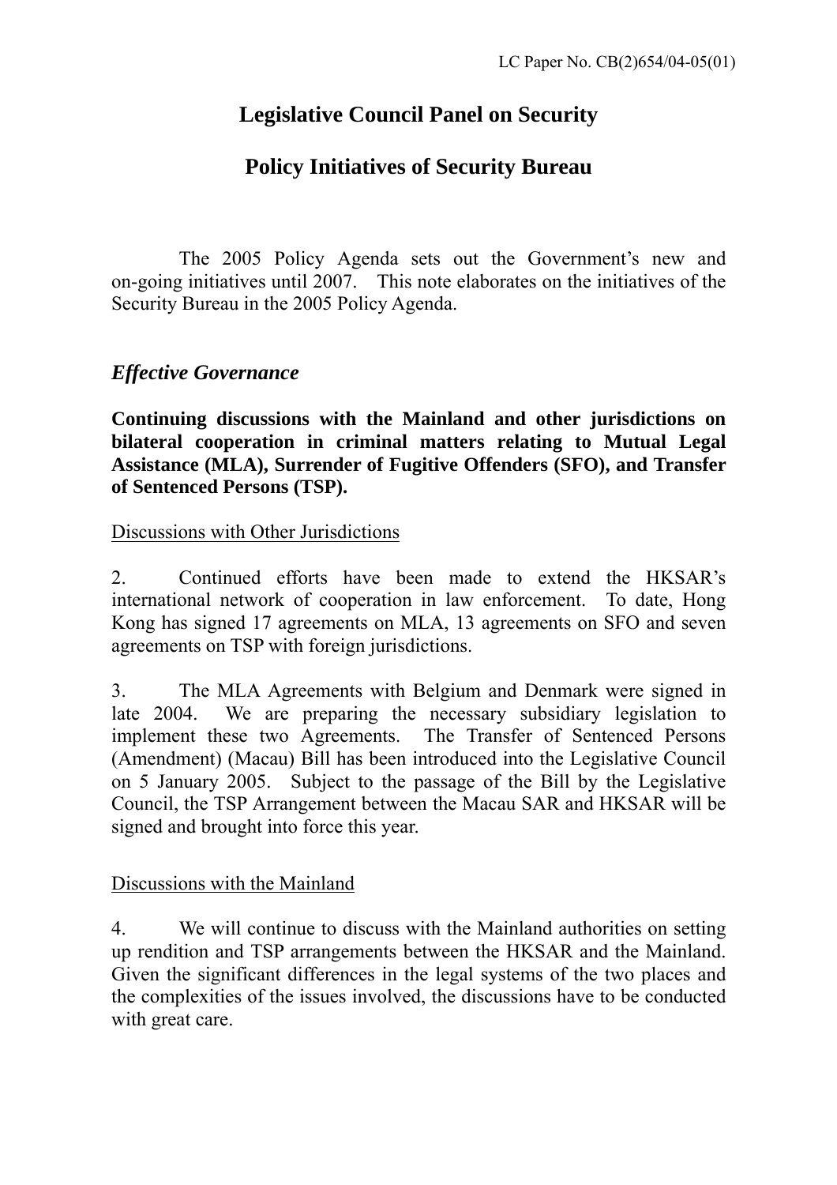LC Paper No. CB(2)654/04-05(01)

# Legislative Council Panel on Security

# Policy Initiatives of Security Bureau

The 2005 Policy Agenda sets out the Government's new and on-going initiatives until 2007. This note elaborates on the initiatives of the Security Bureau in the 2005 Policy Agenda.

## *Effective Governance*

**Continuing discussions with the Mainland and other jurisdictions on bilateral cooperation in criminal matters relating to Mutual Legal Assistance (MLA), Surrender of Fugitive Offenders (SFO), and Transfer of Sentenced Persons (TSP).**

<u>Discussions with Other Jurisdictions</u>

2. Continued efforts have been made to extend the HKSAR's international network of cooperation in law enforcement. To date, Hong Kong has signed 17 agreements on MLA, 13 agreements on SFO and seven agreements on TSP with foreign jurisdictions.

3. The MLA Agreements with Belgium and Denmark were signed in late 2004. We are preparing the necessary subsidiary legislation to implement these two Agreements. The Transfer of Sentenced Persons (Amendment) (Macau) Bill has been introduced into the Legislative Council on 5 January 2005. Subject to the passage of the Bill by the Legislative Council, the TSP Arrangement between the Macau SAR and HKSAR will be signed and brought into force this year.

<u>Discussions with the Mainland</u>

4. We will continue to discuss with the Mainland authorities on setting up rendition and TSP arrangements between the HKSAR and the Mainland. Given the significant differences in the legal systems of the two places and the complexities of the issues involved, the discussions have to be conducted with great care.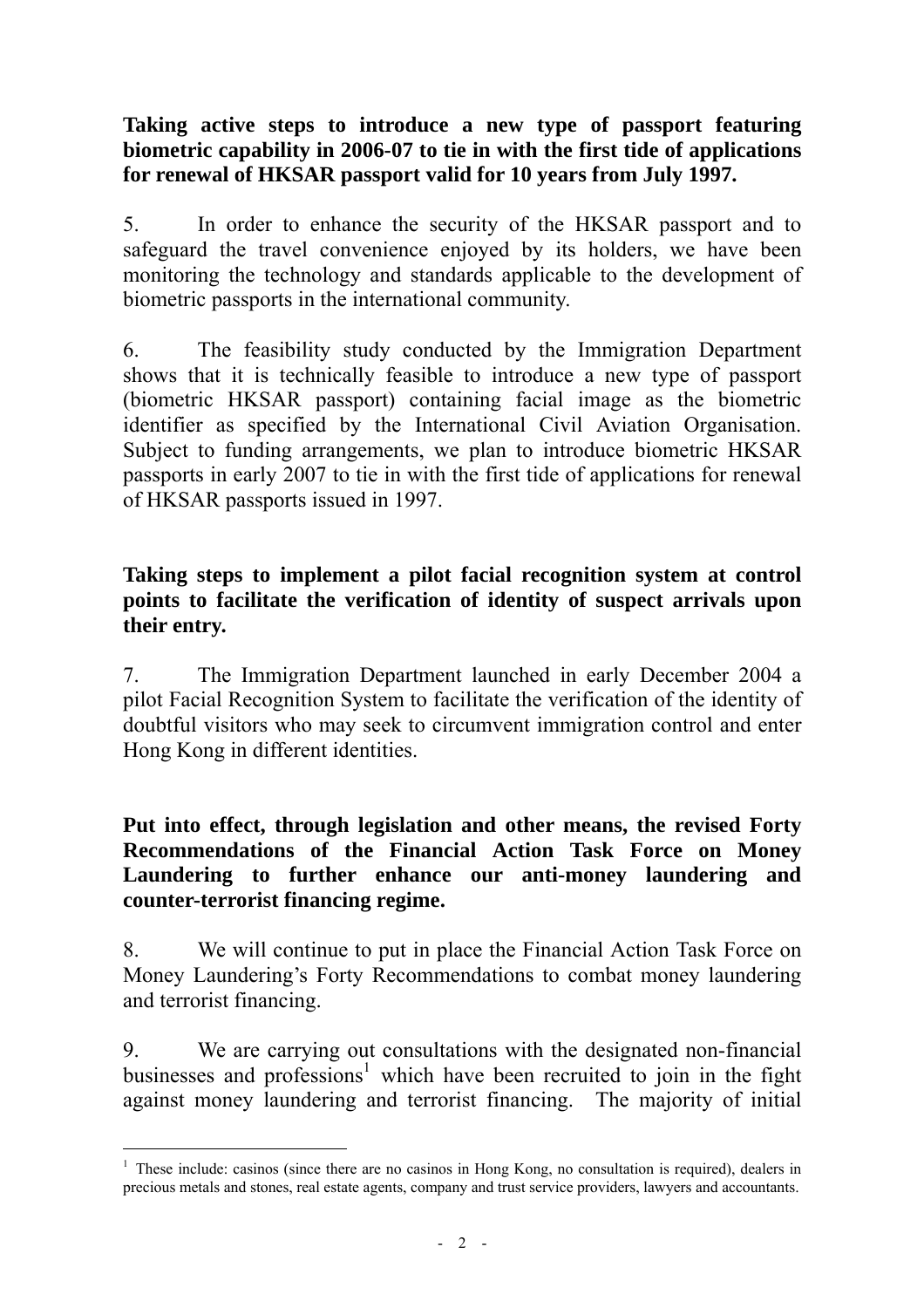**Taking active steps to introduce a new type of passport featuring biometric capability in 2006-07 to tie in with the first tide of applications for renewal of HKSAR passport valid for 10 years from July 1997.**

5. In order to enhance the security of the HKSAR passport and to safeguard the travel convenience enjoyed by its holders, we have been monitoring the technology and standards applicable to the development of biometric passports in the international community.

6. The feasibility study conducted by the Immigration Department shows that it is technically feasible to introduce a new type of passport (biometric HKSAR passport) containing facial image as the biometric identifier as specified by the International Civil Aviation Organisation. Subject to funding arrangements, we plan to introduce biometric HKSAR passports in early 2007 to tie in with the first tide of applications for renewal of HKSAR passports issued in 1997.

**Taking steps to implement a pilot facial recognition system at control points to facilitate the verification of identity of suspect arrivals upon their entry.**

7. The Immigration Department launched in early December 2004 a pilot Facial Recognition System to facilitate the verification of the identity of doubtful visitors who may seek to circumvent immigration control and enter Hong Kong in different identities.

**Put into effect, through legislation and other means, the revised Forty Recommendations of the Financial Action Task Force on Money Laundering to further enhance our anti-money laundering and counter-terrorist financing regime.**

8. We will continue to put in place the Financial Action Task Force on Money Laundering's Forty Recommendations to combat money laundering and terrorist financing.

9. We are carrying out consultations with the designated non-financial businesses and professions[1] which have been recruited to join in the fight against money laundering and terrorist financing. The majority of initial

[1] These include: casinos (since there are no casinos in Hong Kong, no consultation is required), dealers in precious metals and stones, real estate agents, company and trust service providers, lawyers and accountants.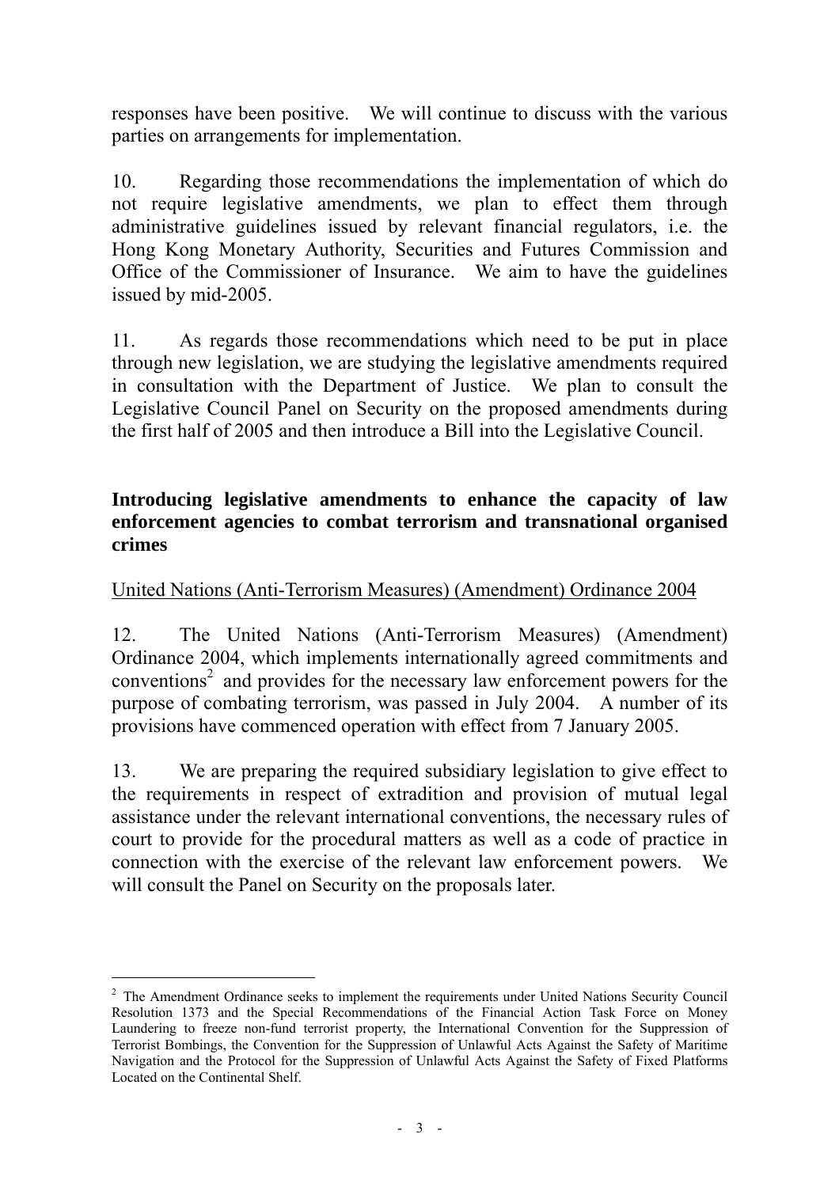responses have been positive. We will continue to discuss with the various parties on arrangements for implementation.

10. Regarding those recommendations the implementation of which do not require legislative amendments, we plan to effect them through administrative guidelines issued by relevant financial regulators, i.e. the Hong Kong Monetary Authority, Securities and Futures Commission and Office of the Commissioner of Insurance. We aim to have the guidelines issued by mid-2005.

11. As regards those recommendations which need to be put in place through new legislation, we are studying the legislative amendments required in consultation with the Department of Justice. We plan to consult the Legislative Council Panel on Security on the proposed amendments during the first half of 2005 and then introduce a Bill into the Legislative Council.

**Introducing legislative amendments to enhance the capacity of law enforcement agencies to combat terrorism and transnational organised crimes**

United Nations (Anti-Terrorism Measures) (Amendment) Ordinance 2004

12. The United Nations (Anti-Terrorism Measures) (Amendment) Ordinance 2004, which implements internationally agreed commitments and conventions[2] and provides for the necessary law enforcement powers for the purpose of combating terrorism, was passed in July 2004. A number of its provisions have commenced operation with effect from 7 January 2005.

13. We are preparing the required subsidiary legislation to give effect to the requirements in respect of extradition and provision of mutual legal assistance under the relevant international conventions, the necessary rules of court to provide for the procedural matters as well as a code of practice in connection with the exercise of the relevant law enforcement powers. We will consult the Panel on Security on the proposals later.

---

[2] The Amendment Ordinance seeks to implement the requirements under United Nations Security Council Resolution 1373 and the Special Recommendations of the Financial Action Task Force on Money Laundering to freeze non-fund terrorist property, the International Convention for the Suppression of Terrorist Bombings, the Convention for the Suppression of Unlawful Acts Against the Safety of Maritime Navigation and the Protocol for the Suppression of Unlawful Acts Against the Safety of Fixed Platforms Located on the Continental Shelf.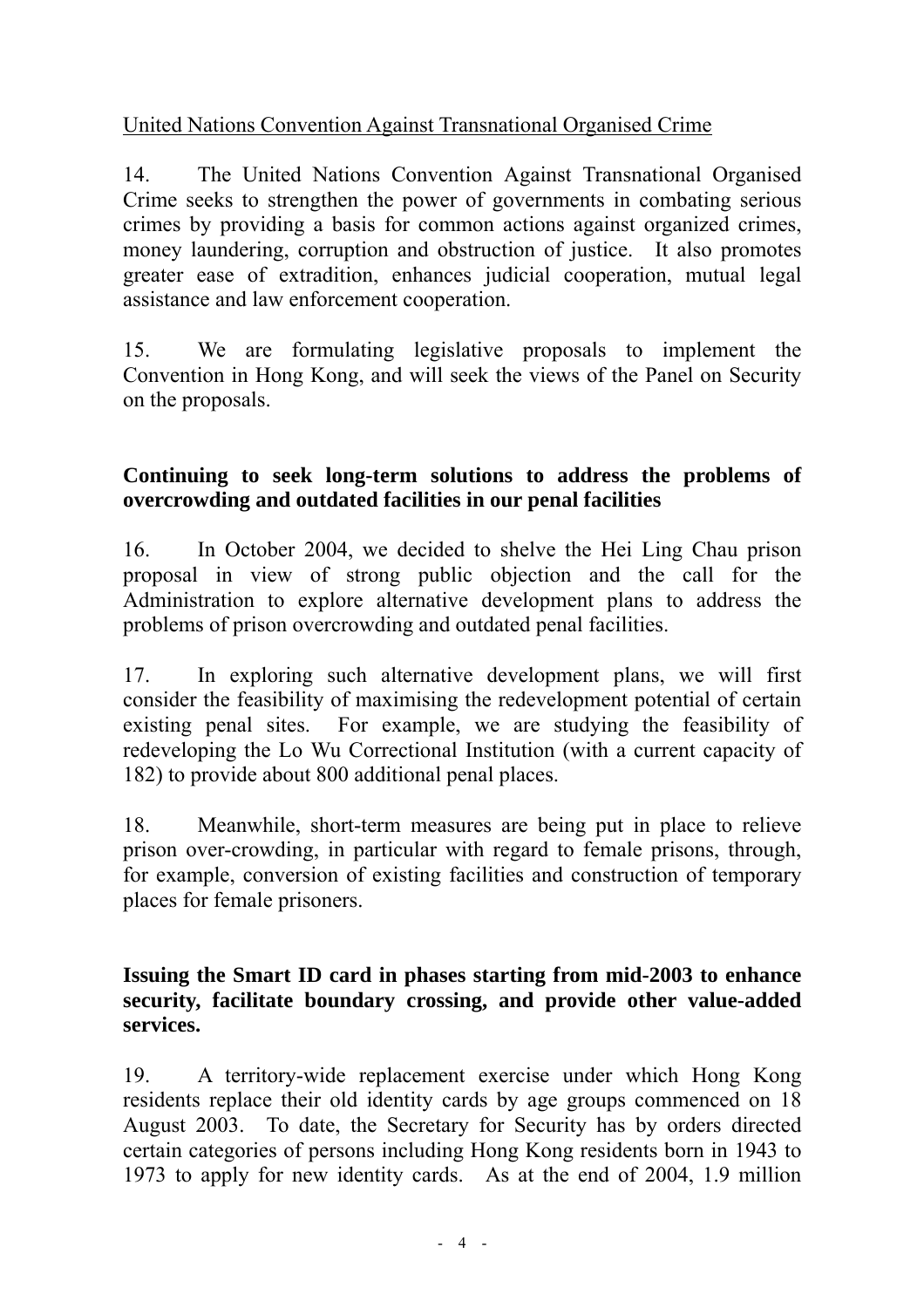<u>United Nations Convention Against Transnational Organised Crime</u>

14. The United Nations Convention Against Transnational Organised Crime seeks to strengthen the power of governments in combating serious crimes by providing a basis for common actions against organized crimes, money laundering, corruption and obstruction of justice. It also promotes greater ease of extradition, enhances judicial cooperation, mutual legal assistance and law enforcement cooperation.

15. We are formulating legislative proposals to implement the Convention in Hong Kong, and will seek the views of the Panel on Security on the proposals.

**Continuing to seek long-term solutions to address the problems of overcrowding and outdated facilities in our penal facilities**

16. In October 2004, we decided to shelve the Hei Ling Chau prison proposal in view of strong public objection and the call for the Administration to explore alternative development plans to address the problems of prison overcrowding and outdated penal facilities.

17. In exploring such alternative development plans, we will first consider the feasibility of maximising the redevelopment potential of certain existing penal sites. For example, we are studying the feasibility of redeveloping the Lo Wu Correctional Institution (with a current capacity of 182) to provide about 800 additional penal places.

18. Meanwhile, short-term measures are being put in place to relieve prison over-crowding, in particular with regard to female prisons, through, for example, conversion of existing facilities and construction of temporary places for female prisoners.

**Issuing the Smart ID card in phases starting from mid-2003 to enhance security, facilitate boundary crossing, and provide other value-added services.**

19. A territory-wide replacement exercise under which Hong Kong residents replace their old identity cards by age groups commenced on 18 August 2003. To date, the Secretary for Security has by orders directed certain categories of persons including Hong Kong residents born in 1943 to 1973 to apply for new identity cards. As at the end of 2004, 1.9 million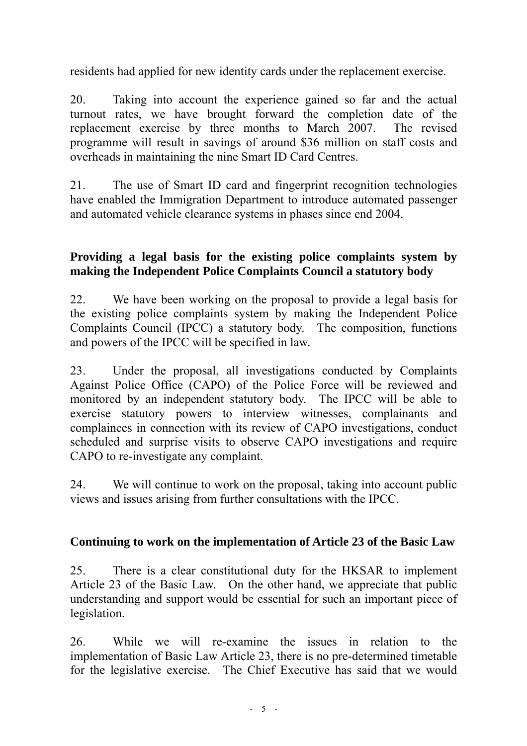residents had applied for new identity cards under the replacement exercise.

20. Taking into account the experience gained so far and the actual turnout rates, we have brought forward the completion date of the replacement exercise by three months to March 2007. The revised programme will result in savings of around $36 million on staff costs and overheads in maintaining the nine Smart ID Card Centres.

21. The use of Smart ID card and fingerprint recognition technologies have enabled the Immigration Department to introduce automated passenger and automated vehicle clearance systems in phases since end 2004.

**Providing a legal basis for the existing police complaints system by making the Independent Police Complaints Council a statutory body**

22. We have been working on the proposal to provide a legal basis for the existing police complaints system by making the Independent Police Complaints Council (IPCC) a statutory body. The composition, functions and powers of the IPCC will be specified in law.

23. Under the proposal, all investigations conducted by Complaints Against Police Office (CAPO) of the Police Force will be reviewed and monitored by an independent statutory body. The IPCC will be able to exercise statutory powers to interview witnesses, complainants and complainees in connection with its review of CAPO investigations, conduct scheduled and surprise visits to observe CAPO investigations and require CAPO to re-investigate any complaint.

24. We will continue to work on the proposal, taking into account public views and issues arising from further consultations with the IPCC.

**Continuing to work on the implementation of Article 23 of the Basic Law**

25. There is a clear constitutional duty for the HKSAR to implement Article 23 of the Basic Law. On the other hand, we appreciate that public understanding and support would be essential for such an important piece of legislation.

26. While we will re-examine the issues in relation to the implementation of Basic Law Article 23, there is no pre-determined timetable for the legislative exercise. The Chief Executive has said that we would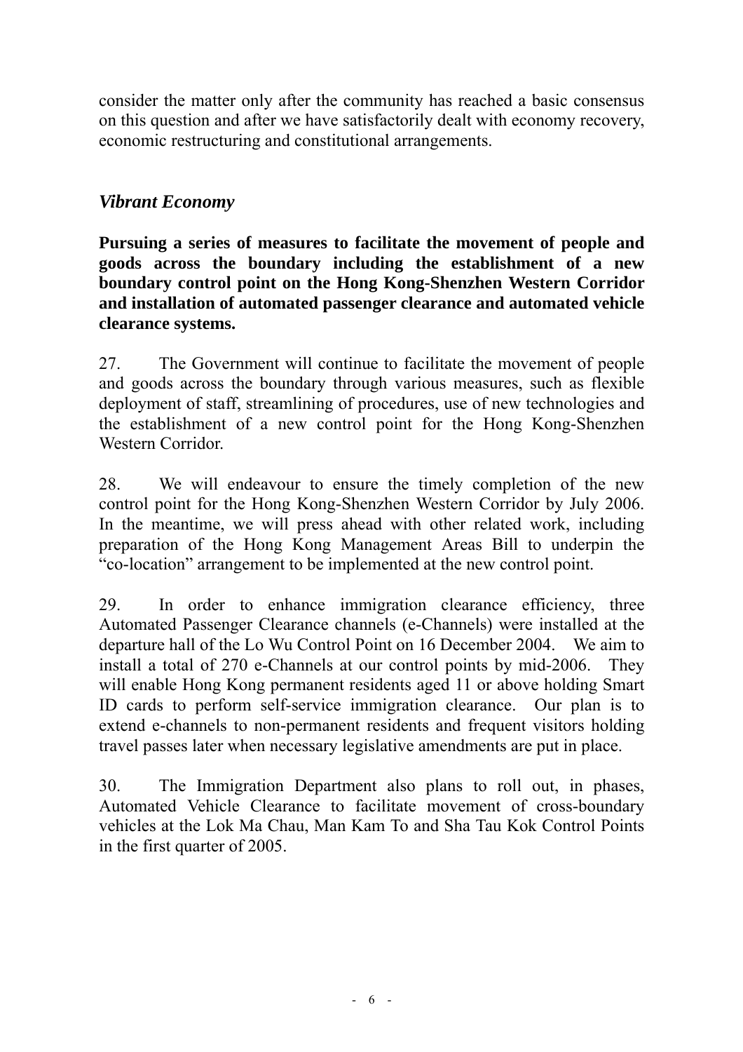consider the matter only after the community has reached a basic consensus on this question and after we have satisfactorily dealt with economy recovery, economic restructuring and constitutional arrangements.

## *Vibrant Economy*

**Pursuing a series of measures to facilitate the movement of people and goods across the boundary including the establishment of a new boundary control point on the Hong Kong-Shenzhen Western Corridor and installation of automated passenger clearance and automated vehicle clearance systems.**

27. The Government will continue to facilitate the movement of people and goods across the boundary through various measures, such as flexible deployment of staff, streamlining of procedures, use of new technologies and the establishment of a new control point for the Hong Kong-Shenzhen Western Corridor.

28. We will endeavour to ensure the timely completion of the new control point for the Hong Kong-Shenzhen Western Corridor by July 2006. In the meantime, we will press ahead with other related work, including preparation of the Hong Kong Management Areas Bill to underpin the "co-location" arrangement to be implemented at the new control point.

29. In order to enhance immigration clearance efficiency, three Automated Passenger Clearance channels (e-Channels) were installed at the departure hall of the Lo Wu Control Point on 16 December 2004. We aim to install a total of 270 e-Channels at our control points by mid-2006. They will enable Hong Kong permanent residents aged 11 or above holding Smart ID cards to perform self-service immigration clearance. Our plan is to extend e-channels to non-permanent residents and frequent visitors holding travel passes later when necessary legislative amendments are put in place.

30. The Immigration Department also plans to roll out, in phases, Automated Vehicle Clearance to facilitate movement of cross-boundary vehicles at the Lok Ma Chau, Man Kam To and Sha Tau Kok Control Points in the first quarter of 2005.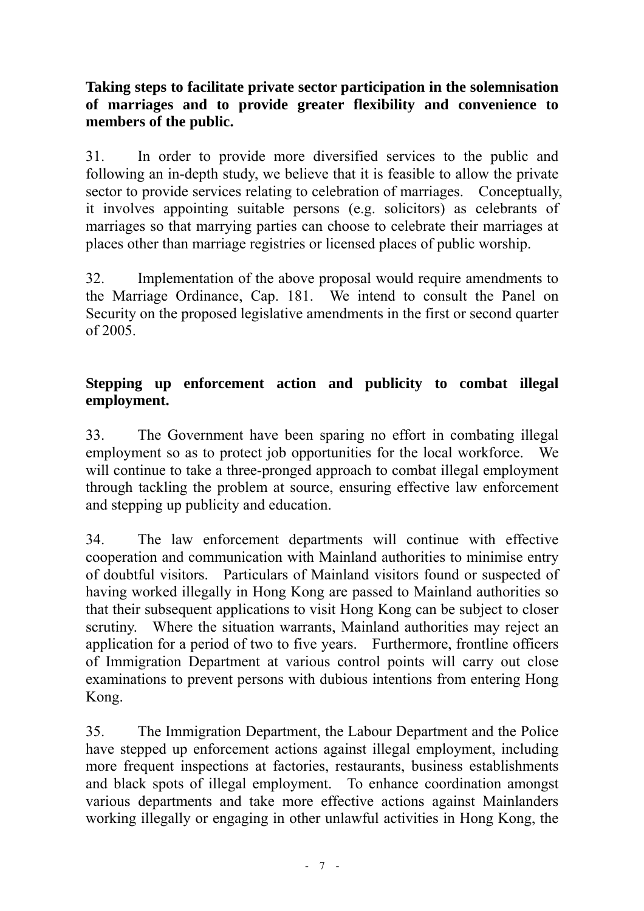**Taking steps to facilitate private sector participation in the solemnisation of marriages and to provide greater flexibility and convenience to members of the public.**

31. In order to provide more diversified services to the public and following an in-depth study, we believe that it is feasible to allow the private sector to provide services relating to celebration of marriages. Conceptually, it involves appointing suitable persons (e.g. solicitors) as celebrants of marriages so that marrying parties can choose to celebrate their marriages at places other than marriage registries or licensed places of public worship.

32. Implementation of the above proposal would require amendments to the Marriage Ordinance, Cap. 181. We intend to consult the Panel on Security on the proposed legislative amendments in the first or second quarter of 2005.

**Stepping up enforcement action and publicity to combat illegal employment.**

33. The Government have been sparing no effort in combating illegal employment so as to protect job opportunities for the local workforce. We will continue to take a three-pronged approach to combat illegal employment through tackling the problem at source, ensuring effective law enforcement and stepping up publicity and education.

34. The law enforcement departments will continue with effective cooperation and communication with Mainland authorities to minimise entry of doubtful visitors. Particulars of Mainland visitors found or suspected of having worked illegally in Hong Kong are passed to Mainland authorities so that their subsequent applications to visit Hong Kong can be subject to closer scrutiny. Where the situation warrants, Mainland authorities may reject an application for a period of two to five years. Furthermore, frontline officers of Immigration Department at various control points will carry out close examinations to prevent persons with dubious intentions from entering Hong Kong.

35. The Immigration Department, the Labour Department and the Police have stepped up enforcement actions against illegal employment, including more frequent inspections at factories, restaurants, business establishments and black spots of illegal employment. To enhance coordination amongst various departments and take more effective actions against Mainlanders working illegally or engaging in other unlawful activities in Hong Kong, the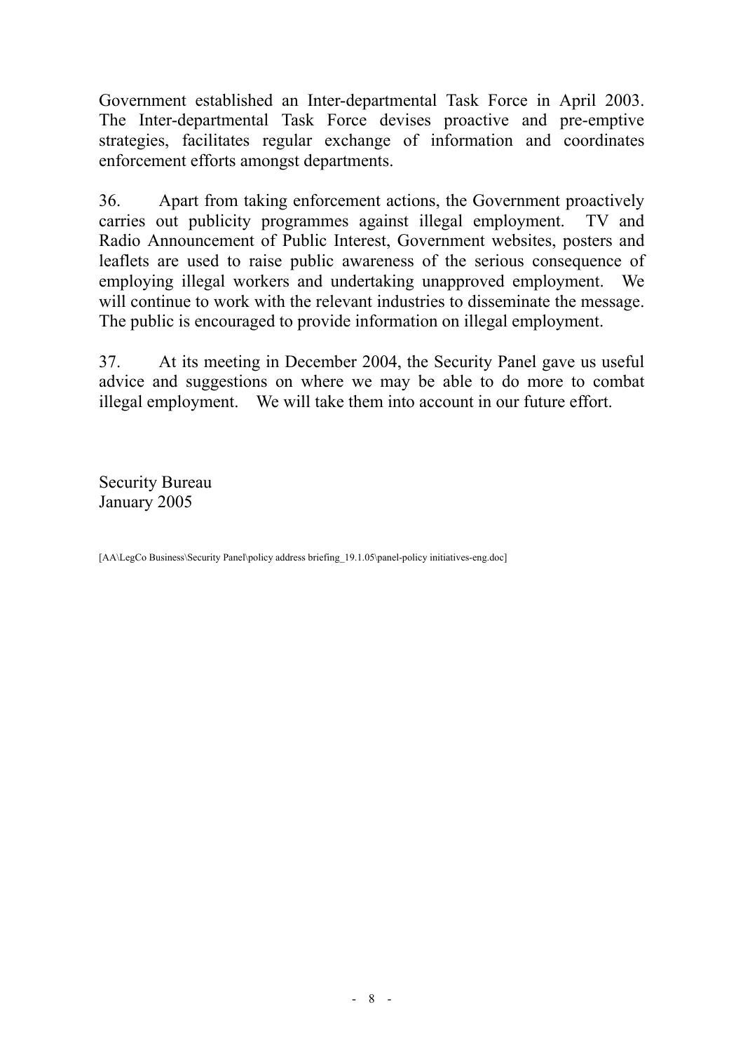Government established an Inter-departmental Task Force in April 2003. The Inter-departmental Task Force devises proactive and pre-emptive strategies, facilitates regular exchange of information and coordinates enforcement efforts amongst departments.

36. Apart from taking enforcement actions, the Government proactively carries out publicity programmes against illegal employment. TV and Radio Announcement of Public Interest, Government websites, posters and leaflets are used to raise public awareness of the serious consequence of employing illegal workers and undertaking unapproved employment. We will continue to work with the relevant industries to disseminate the message. The public is encouraged to provide information on illegal employment.

37. At its meeting in December 2004, the Security Panel gave us useful advice and suggestions on where we may be able to do more to combat illegal employment. We will take them into account in our future effort.

Security Bureau
January 2005

[AA\LegCo Business\Security Panel\policy address briefing_19.1.05\panel-policy initiatives-eng.doc]